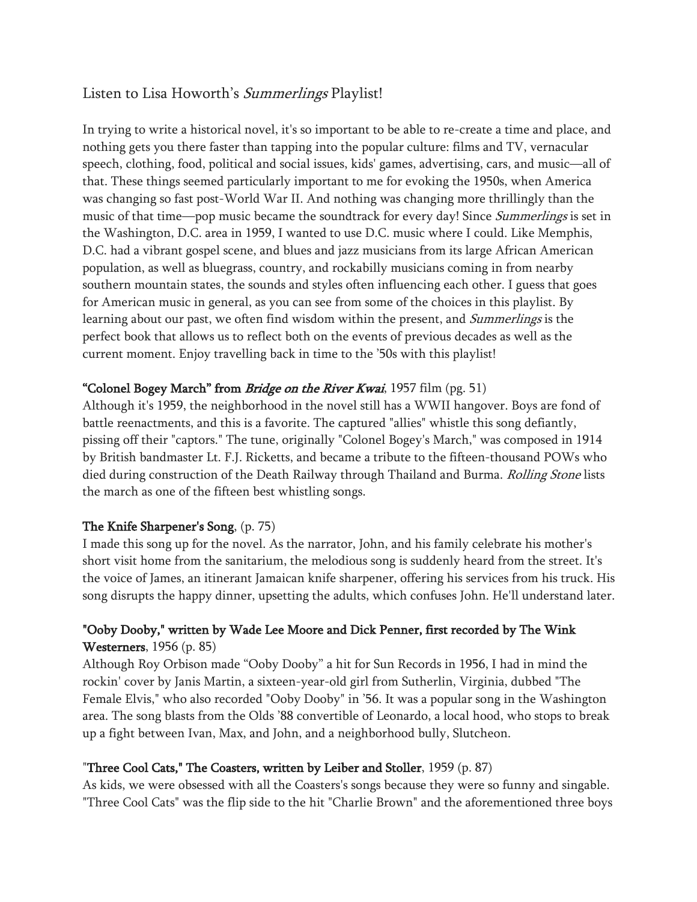# Listen to Lisa Howorth's *Summerlings* Playlist!

In trying to write a historical novel, it's so important to be able to re-create a time and place, and nothing gets you there faster than tapping into the popular culture: films and TV, vernacular speech, clothing, food, political and social issues, kids' games, advertising, cars, and music—all of that. These things seemed particularly important to me for evoking the 1950s, when America was changing so fast post-World War II. And nothing was changing more thrillingly than the music of that time—pop music became the soundtrack for every day! Since *Summerlings* is set in the Washington, D.C. area in 1959, I wanted to use D.C. music where I could. Like Memphis, D.C. had a vibrant gospel scene, and blues and jazz musicians from its large African American population, as well as bluegrass, country, and rockabilly musicians coming in from nearby southern mountain states, the sounds and styles often influencing each other. I guess that goes for American music in general, as you can see from some of the choices in this playlist. By learning about our past, we often find wisdom within the present, and *Summerlings* is the perfect book that allows us to reflect both on the events of previous decades as well as the current moment. Enjoy travelling back in time to the '50s with this playlist!

**"Colonel Bogey March" from *Bridge on the River Kwai***, 1957 film (pg. 51)
Although it's 1959, the neighborhood in the novel still has a WWII hangover. Boys are fond of battle reenactments, and this is a favorite. The captured "allies" whistle this song defiantly, pissing off their "captors." The tune, originally "Colonel Bogey's March," was composed in 1914 by British bandmaster Lt. F.J. Ricketts, and became a tribute to the fifteen-thousand POWs who died during construction of the Death Railway through Thailand and Burma. *Rolling Stone* lists the march as one of the fifteen best whistling songs.

**The Knife Sharpener's Song**, (p. 75)
I made this song up for the novel. As the narrator, John, and his family celebrate his mother's short visit home from the sanitarium, the melodious song is suddenly heard from the street. It's the voice of James, an itinerant Jamaican knife sharpener, offering his services from his truck. His song disrupts the happy dinner, upsetting the adults, which confuses John. He'll understand later.

**"Ooby Dooby," written by Wade Lee Moore and Dick Penner, first recorded by The Wink Westerners**, 1956 (p. 85)
Although Roy Orbison made "Ooby Dooby" a hit for Sun Records in 1956, I had in mind the rockin' cover by Janis Martin, a sixteen-year-old girl from Sutherlin, Virginia, dubbed "The Female Elvis," who also recorded "Ooby Dooby" in '56. It was a popular song in the Washington area. The song blasts from the Olds '88 convertible of Leonardo, a local hood, who stops to break up a fight between Ivan, Max, and John, and a neighborhood bully, Slutcheon.

**"Three Cool Cats," The Coasters, written by Leiber and Stoller**, 1959 (p. 87)
As kids, we were obsessed with all the Coasters's songs because they were so funny and singable. "Three Cool Cats" was the flip side to the hit "Charlie Brown" and the aforementioned three boys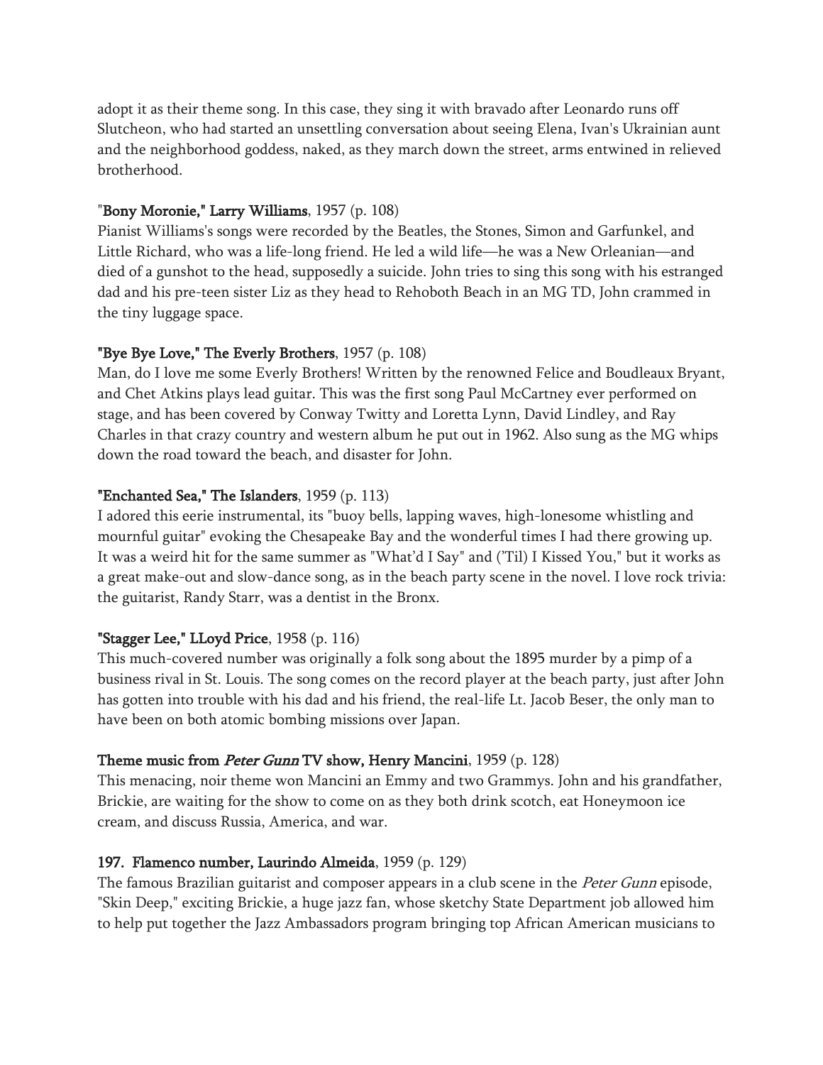adopt it as their theme song. In this case, they sing it with bravado after Leonardo runs off Slutcheon, who had started an unsettling conversation about seeing Elena, Ivan's Ukrainian aunt and the neighborhood goddess, naked, as they march down the street, arms entwined in relieved brotherhood.

"**Bony Moronie," Larry Williams**, 1957 (p. 108)
Pianist Williams's songs were recorded by the Beatles, the Stones, Simon and Garfunkel, and Little Richard, who was a life-long friend. He led a wild life—he was a New Orleanian—and died of a gunshot to the head, supposedly a suicide. John tries to sing this song with his estranged dad and his pre-teen sister Liz as they head to Rehoboth Beach in an MG TD, John crammed in the tiny luggage space.

**"Bye Bye Love," The Everly Brothers**, 1957 (p. 108)
Man, do I love me some Everly Brothers! Written by the renowned Felice and Boudleaux Bryant, and Chet Atkins plays lead guitar. This was the first song Paul McCartney ever performed on stage, and has been covered by Conway Twitty and Loretta Lynn, David Lindley, and Ray Charles in that crazy country and western album he put out in 1962. Also sung as the MG whips down the road toward the beach, and disaster for John.

**"Enchanted Sea," The Islanders**, 1959 (p. 113)
I adored this eerie instrumental, its "buoy bells, lapping waves, high-lonesome whistling and mournful guitar" evoking the Chesapeake Bay and the wonderful times I had there growing up. It was a weird hit for the same summer as "What'd I Say" and ('Til) I Kissed You," but it works as a great make-out and slow-dance song, as in the beach party scene in the novel. I love rock trivia: the guitarist, Randy Starr, was a dentist in the Bronx.

**"Stagger Lee," LLoyd Price**, 1958 (p. 116)
This much-covered number was originally a folk song about the 1895 murder by a pimp of a business rival in St. Louis. The song comes on the record player at the beach party, just after John has gotten into trouble with his dad and his friend, the real-life Lt. Jacob Beser, the only man to have been on both atomic bombing missions over Japan.

**Theme music from *Peter Gunn* TV show, Henry Mancini**, 1959 (p. 128)
This menacing, noir theme won Mancini an Emmy and two Grammys. John and his grandfather, Brickie, are waiting for the show to come on as they both drink scotch, eat Honeymoon ice cream, and discuss Russia, America, and war.

**197. Flamenco number, Laurindo Almeida**, 1959 (p. 129)
The famous Brazilian guitarist and composer appears in a club scene in the *Peter Gunn* episode, "Skin Deep," exciting Brickie, a huge jazz fan, whose sketchy State Department job allowed him to help put together the Jazz Ambassadors program bringing top African American musicians to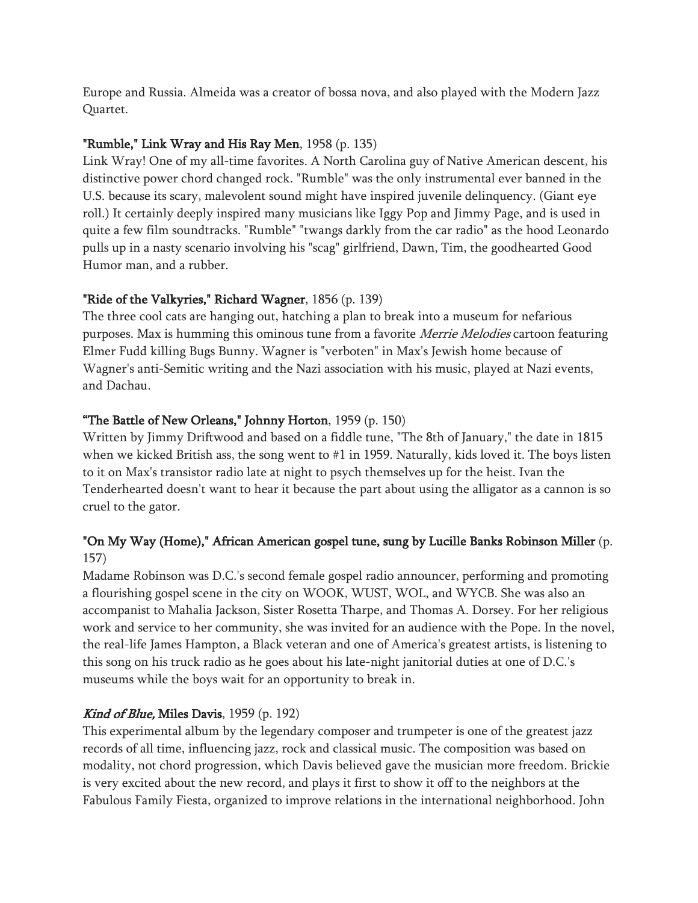Europe and Russia. Almeida was a creator of bossa nova, and also played with the Modern Jazz Quartet.

**"Rumble," Link Wray and His Ray Men**, 1958 (p. 135)
Link Wray! One of my all-time favorites. A North Carolina guy of Native American descent, his distinctive power chord changed rock. "Rumble" was the only instrumental ever banned in the U.S. because its scary, malevolent sound might have inspired juvenile delinquency. (Giant eye roll.) It certainly deeply inspired many musicians like Iggy Pop and Jimmy Page, and is used in quite a few film soundtracks. "Rumble" "twangs darkly from the car radio" as the hood Leonardo pulls up in a nasty scenario involving his "scag" girlfriend, Dawn, Tim, the goodhearted Good Humor man, and a rubber.

**"Ride of the Valkyries," Richard Wagner**, 1856 (p. 139)
The three cool cats are hanging out, hatching a plan to break into a museum for nefarious purposes. Max is humming this ominous tune from a favorite *Merrie Melodies* cartoon featuring Elmer Fudd killing Bugs Bunny. Wagner is "verboten" in Max's Jewish home because of Wagner's anti-Semitic writing and the Nazi association with his music, played at Nazi events, and Dachau.

**"The Battle of New Orleans," Johnny Horton**, 1959 (p. 150)
Written by Jimmy Driftwood and based on a fiddle tune, "The 8th of January," the date in 1815 when we kicked British ass, the song went to #1 in 1959. Naturally, kids loved it. The boys listen to it on Max's transistor radio late at night to psych themselves up for the heist. Ivan the Tenderhearted doesn't want to hear it because the part about using the alligator as a cannon is so cruel to the gator.

**"On My Way (Home)," African American gospel tune, sung by Lucille Banks Robinson Miller** (p. 157)
Madame Robinson was D.C.'s second female gospel radio announcer, performing and promoting a flourishing gospel scene in the city on WOOK, WUST, WOL, and WYCB. She was also an accompanist to Mahalia Jackson, Sister Rosetta Tharpe, and Thomas A. Dorsey. For her religious work and service to her community, she was invited for an audience with the Pope. In the novel, the real-life James Hampton, a Black veteran and one of America's greatest artists, is listening to this song on his truck radio as he goes about his late-night janitorial duties at one of D.C.'s museums while the boys wait for an opportunity to break in.

***Kind of Blue,* Miles Davis**, 1959 (p. 192)
This experimental album by the legendary composer and trumpeter is one of the greatest jazz records of all time, influencing jazz, rock and classical music. The composition was based on modality, not chord progression, which Davis believed gave the musician more freedom. Brickie is very excited about the new record, and plays it first to show it off to the neighbors at the Fabulous Family Fiesta, organized to improve relations in the international neighborhood. John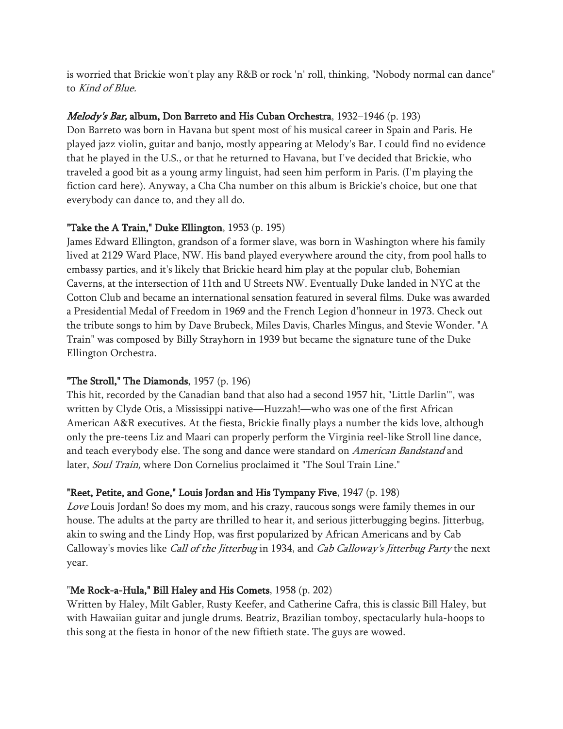is worried that Brickie won't play any R&B or rock 'n' roll, thinking, "Nobody normal can dance" to *Kind of Blue.*

***Melody's Bar,* album, Don Barreto and His Cuban Orchestra**, 1932–1946 (p. 193)
Don Barreto was born in Havana but spent most of his musical career in Spain and Paris. He played jazz violin, guitar and banjo, mostly appearing at Melody's Bar. I could find no evidence that he played in the U.S., or that he returned to Havana, but I've decided that Brickie, who traveled a good bit as a young army linguist, had seen him perform in Paris. (I'm playing the fiction card here). Anyway, a Cha Cha number on this album is Brickie's choice, but one that everybody can dance to, and they all do.

**"Take the A Train," Duke Ellington**, 1953 (p. 195)
James Edward Ellington, grandson of a former slave, was born in Washington where his family lived at 2129 Ward Place, NW. His band played everywhere around the city, from pool halls to embassy parties, and it's likely that Brickie heard him play at the popular club, Bohemian Caverns, at the intersection of 11th and U Streets NW. Eventually Duke landed in NYC at the Cotton Club and became an international sensation featured in several films. Duke was awarded a Presidential Medal of Freedom in 1969 and the French Legion d'honneur in 1973. Check out the tribute songs to him by Dave Brubeck, Miles Davis, Charles Mingus, and Stevie Wonder. "A Train" was composed by Billy Strayhorn in 1939 but became the signature tune of the Duke Ellington Orchestra.

**"The Stroll," The Diamonds**, 1957 (p. 196)
This hit, recorded by the Canadian band that also had a second 1957 hit, "Little Darlin'", was written by Clyde Otis, a Mississippi native—Huzzah!—who was one of the first African American A&R executives. At the fiesta, Brickie finally plays a number the kids love, although only the pre-teens Liz and Maari can properly perform the Virginia reel-like Stroll line dance, and teach everybody else. The song and dance were standard on *American Bandstand* and later, *Soul Train,* where Don Cornelius proclaimed it "The Soul Train Line."

**"Reet, Petite, and Gone," Louis Jordan and His Tympany Five**, 1947 (p. 198)
*Love* Louis Jordan! So does my mom, and his crazy, raucous songs were family themes in our house. The adults at the party are thrilled to hear it, and serious jitterbugging begins. Jitterbug, akin to swing and the Lindy Hop, was first popularized by African Americans and by Cab Calloway's movies like *Call of the Jitterbug* in 1934, and *Cab Calloway's Jitterbug Party* the next year.

**"Me Rock-a-Hula," Bill Haley and His Comets**, 1958 (p. 202)
Written by Haley, Milt Gabler, Rusty Keefer, and Catherine Cafra, this is classic Bill Haley, but with Hawaiian guitar and jungle drums. Beatriz, Brazilian tomboy, spectacularly hula-hoops to this song at the fiesta in honor of the new fiftieth state. The guys are wowed.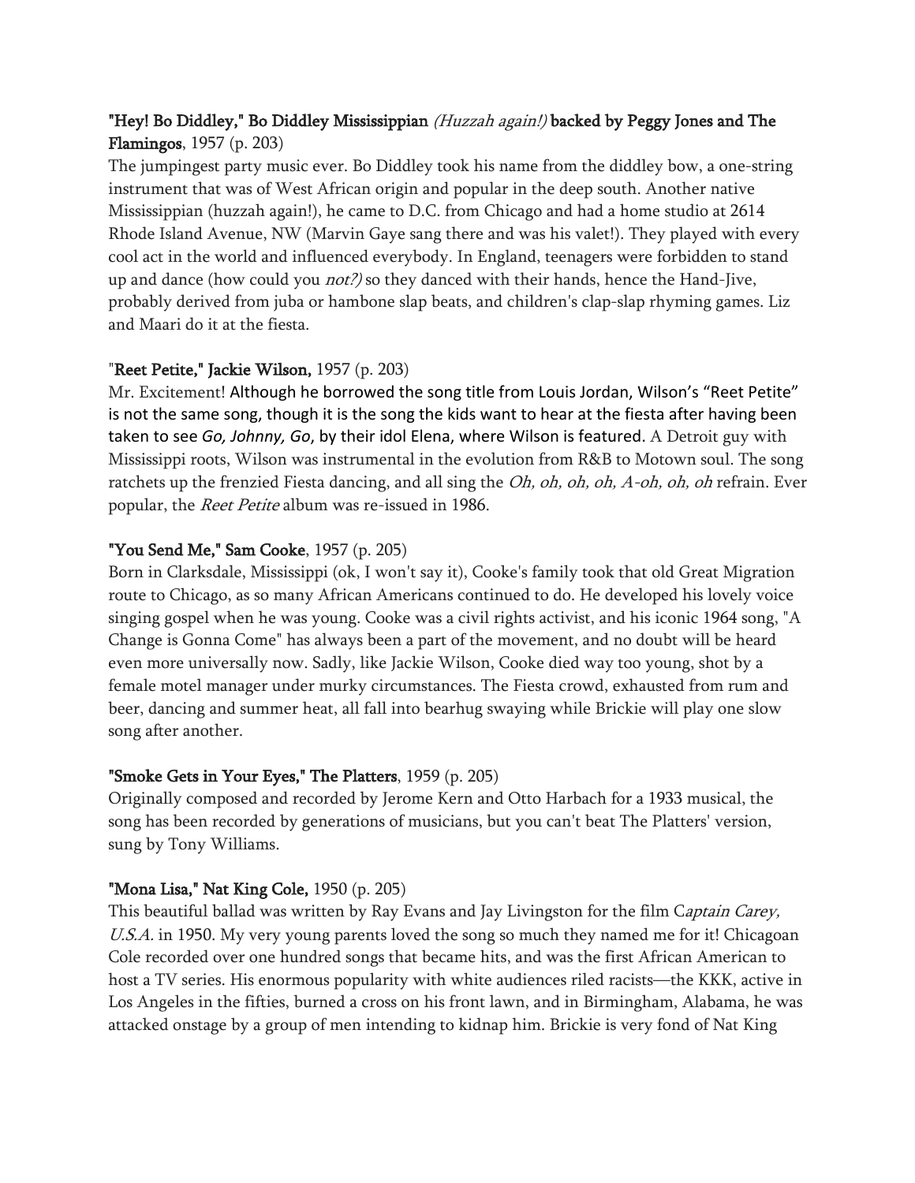**"Hey! Bo Diddley," Bo Diddley Mississippian *(Huzzah again!)* backed by Peggy Jones and The Flamingos**, 1957 (p. 203)

The jumpingest party music ever. Bo Diddley took his name from the diddley bow, a one-string instrument that was of West African origin and popular in the deep south. Another native Mississippian (huzzah again!), he came to D.C. from Chicago and had a home studio at 2614 Rhode Island Avenue, NW (Marvin Gaye sang there and was his valet!). They played with every cool act in the world and influenced everybody. In England, teenagers were forbidden to stand up and dance (how could you *not?)* so they danced with their hands, hence the Hand-Jive, probably derived from juba or hambone slap beats, and children's clap-slap rhyming games. Liz and Maari do it at the fiesta.

"**Reet Petite," Jackie Wilson,** 1957 (p. 203)

Mr. Excitement! Although he borrowed the song title from Louis Jordan, Wilson's "Reet Petite" is not the same song, though it is the song the kids want to hear at the fiesta after having been taken to see *Go, Johnny, Go*, by their idol Elena, where Wilson is featured. A Detroit guy with Mississippi roots, Wilson was instrumental in the evolution from R&B to Motown soul. The song ratchets up the frenzied Fiesta dancing, and all sing the *Oh, oh, oh, oh, A-oh, oh, oh* refrain. Ever popular, the *Reet Petite* album was re-issued in 1986.

**"You Send Me," Sam Cooke**, 1957 (p. 205)

Born in Clarksdale, Mississippi (ok, I won't say it), Cooke's family took that old Great Migration route to Chicago, as so many African Americans continued to do. He developed his lovely voice singing gospel when he was young. Cooke was a civil rights activist, and his iconic 1964 song, "A Change is Gonna Come" has always been a part of the movement, and no doubt will be heard even more universally now. Sadly, like Jackie Wilson, Cooke died way too young, shot by a female motel manager under murky circumstances. The Fiesta crowd, exhausted from rum and beer, dancing and summer heat, all fall into bearhug swaying while Brickie will play one slow song after another.

**"Smoke Gets in Your Eyes," The Platters**, 1959 (p. 205)

Originally composed and recorded by Jerome Kern and Otto Harbach for a 1933 musical, the song has been recorded by generations of musicians, but you can't beat The Platters' version, sung by Tony Williams.

**"Mona Lisa," Nat King Cole,** 1950 (p. 205)

This beautiful ballad was written by Ray Evans and Jay Livingston for the film C*aptain Carey, U.S.A.* in 1950. My very young parents loved the song so much they named me for it! Chicagoan Cole recorded over one hundred songs that became hits, and was the first African American to host a TV series. His enormous popularity with white audiences riled racists—the KKK, active in Los Angeles in the fifties, burned a cross on his front lawn, and in Birmingham, Alabama, he was attacked onstage by a group of men intending to kidnap him. Brickie is very fond of Nat King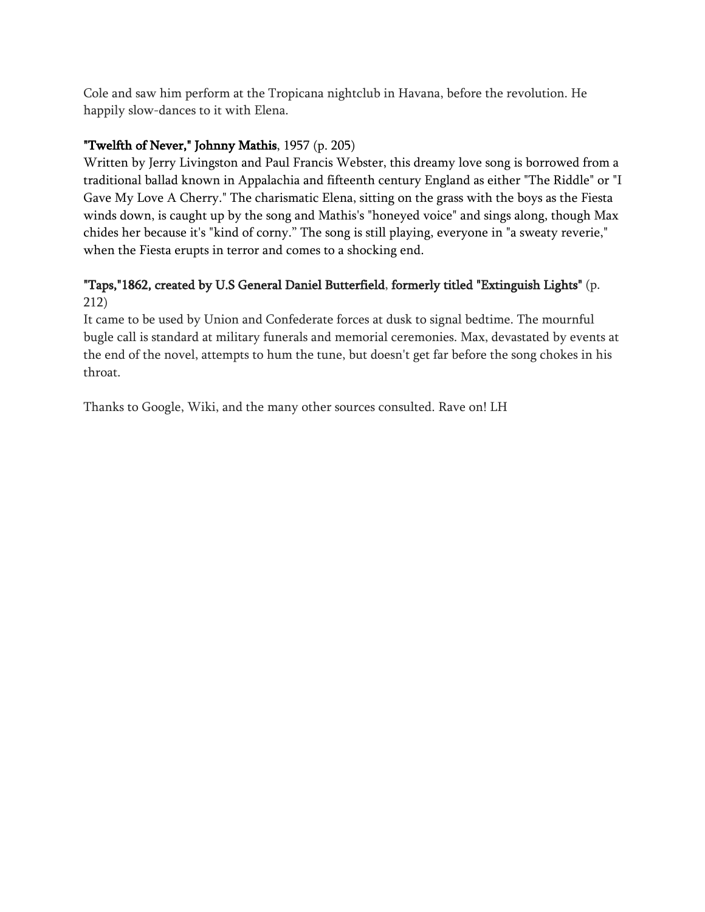Cole and saw him perform at the Tropicana nightclub in Havana, before the revolution. He happily slow-dances to it with Elena.

**"Twelfth of Never," Johnny Mathis**, 1957 (p. 205)
Written by Jerry Livingston and Paul Francis Webster, this dreamy love song is borrowed from a traditional ballad known in Appalachia and fifteenth century England as either "The Riddle" or "I Gave My Love A Cherry." The charismatic Elena, sitting on the grass with the boys as the Fiesta winds down, is caught up by the song and Mathis's "honeyed voice" and sings along, though Max chides her because it's "kind of corny." The song is still playing, everyone in "a sweaty reverie," when the Fiesta erupts in terror and comes to a shocking end.

**"Taps,"1862, created by U.S General Daniel Butterfield**, **formerly titled "Extinguish Lights"** (p. 212)
It came to be used by Union and Confederate forces at dusk to signal bedtime. The mournful bugle call is standard at military funerals and memorial ceremonies. Max, devastated by events at the end of the novel, attempts to hum the tune, but doesn't get far before the song chokes in his throat.

Thanks to Google, Wiki, and the many other sources consulted. Rave on! LH